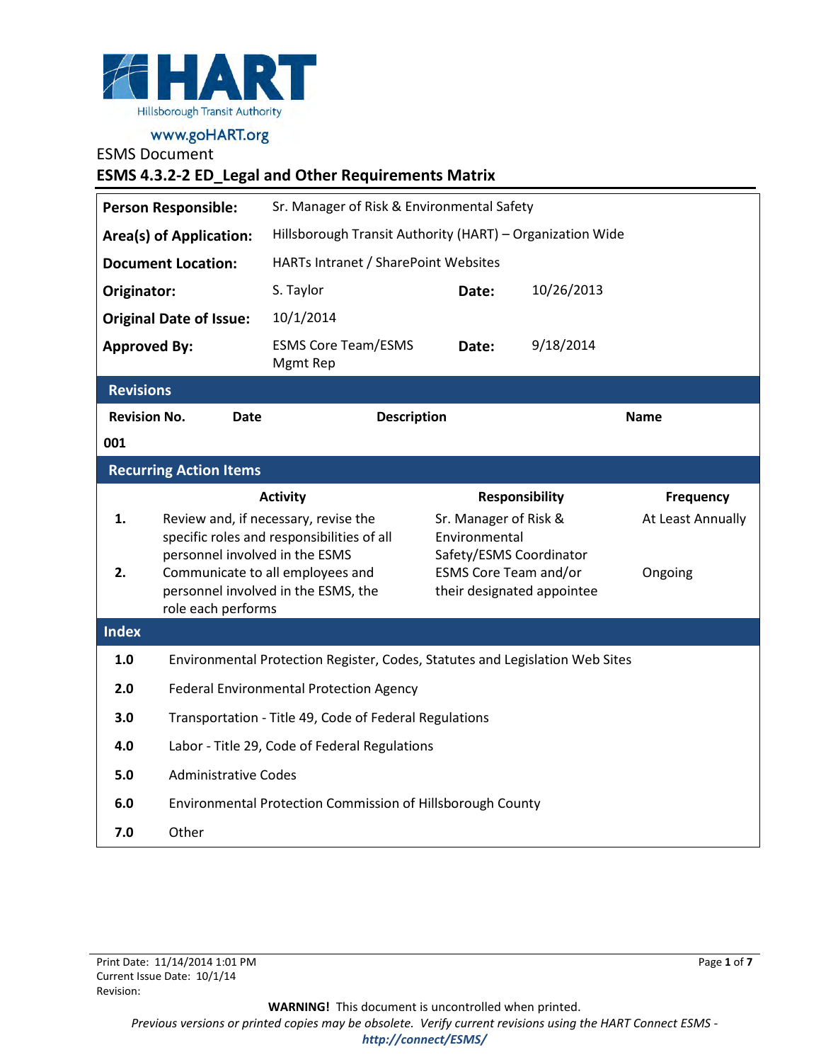HART
Hillsborough Transit Authority
www.goHART.org

ESMS Document

# ESMS 4.3.2-2 ED_Legal and Other Requirements Matrix

| | | | |
|---|---|---|---|
| **Person Responsible:** | Sr. Manager of Risk & Environmental Safety | | |
| **Area(s) of Application:** | Hillsborough Transit Authority (HART) – Organization Wide | | |
| **Document Location:** | HARTs Intranet / SharePoint Websites | | |
| **Originator:** | S. Taylor | **Date:** | 10/26/2013 |
| **Original Date of Issue:** | 10/1/2014 | | |
| **Approved By:** | ESMS Core Team/ESMS Mgmt Rep | **Date:** | 9/18/2014 |

## Revisions

| Revision No. | Date | Description | Name |
|---|---|---|---|
| 001 | | | |

## Recurring Action Items

| | Activity | Responsibility | Frequency |
|---|---|---|---|
| 1. | Review and, if necessary, revise the specific roles and responsibilities of all personnel involved in the ESMS | Sr. Manager of Risk & Environmental Safety/ESMS Coordinator | At Least Annually |
| 2. | Communicate to all employees and personnel involved in the ESMS, the role each performs | ESMS Core Team and/or their designated appointee | Ongoing |

## Index

| | |
|---|---|
| 1.0 | Environmental Protection Register, Codes, Statutes and Legislation Web Sites |
| 2.0 | Federal Environmental Protection Agency |
| 3.0 | Transportation - Title 49, Code of Federal Regulations |
| 4.0 | Labor - Title 29, Code of Federal Regulations |
| 5.0 | Administrative Codes |
| 6.0 | Environmental Protection Commission of Hillsborough County |
| 7.0 | Other |

Print Date: 11/14/2014 1:01 PM
Current Issue Date: 10/1/14
Revision:

**WARNING!** This document is uncontrolled when printed.
*Previous versions or printed copies may be obsolete. Verify current revisions using the HART Connect ESMS -* ***http://connect/ESMS/***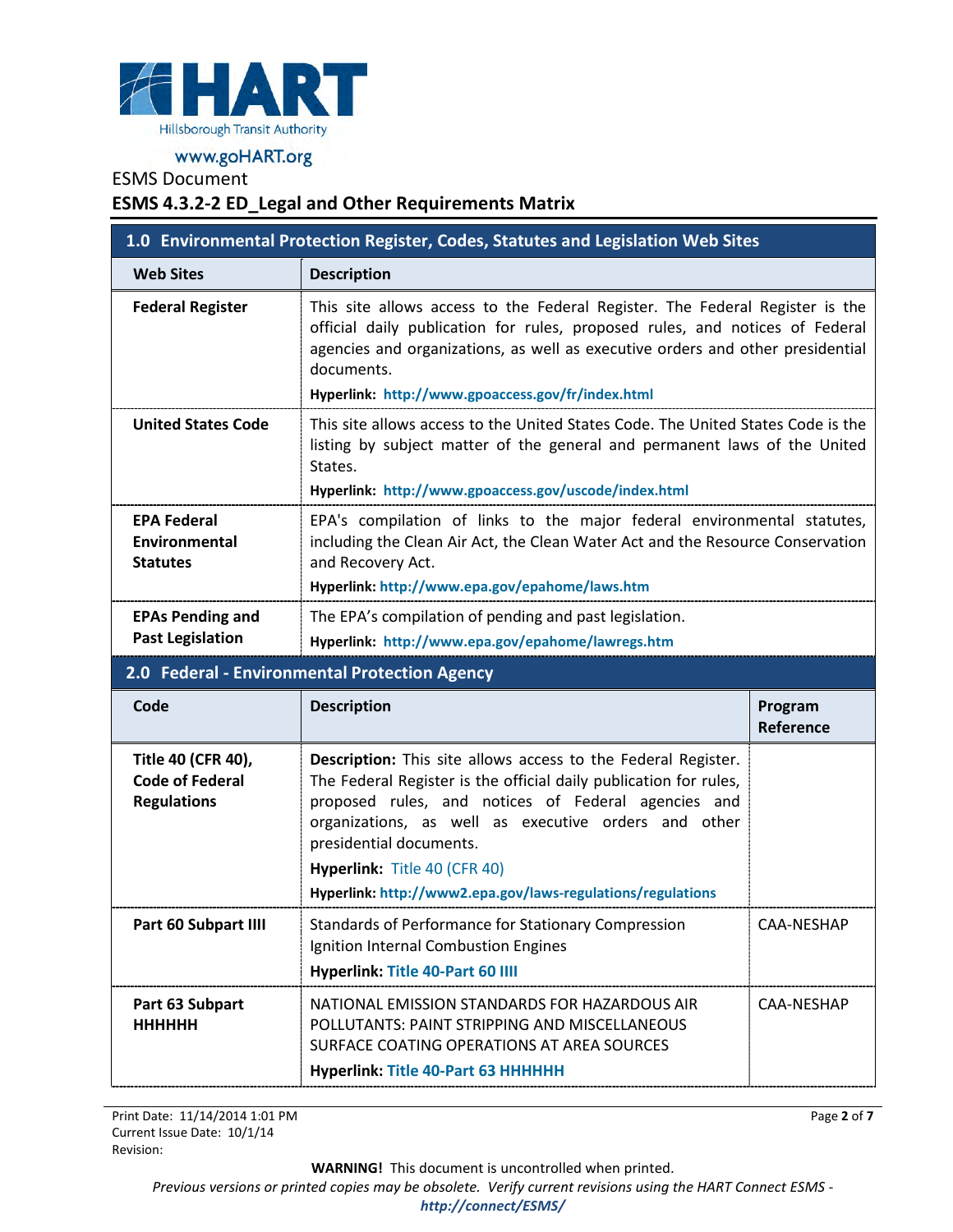ESMS Document

## ESMS 4.3.2-2 ED_Legal and Other Requirements Matrix

| 1.0 Environmental Protection Register, Codes, Statutes and Legislation Web Sites | |
|---|---|
| **Web Sites** | **Description** |
| **Federal Register** | This site allows access to the Federal Register. The Federal Register is the official daily publication for rules, proposed rules, and notices of Federal agencies and organizations, as well as executive orders and other presidential documents.<br>**Hyperlink: http://www.gpoaccess.gov/fr/index.html** |
| **United States Code** | This site allows access to the United States Code. The United States Code is the listing by subject matter of the general and permanent laws of the United States.<br>**Hyperlink: http://www.gpoaccess.gov/uscode/index.html** |
| **EPA Federal Environmental Statutes** | EPA's compilation of links to the major federal environmental statutes, including the Clean Air Act, the Clean Water Act and the Resource Conservation and Recovery Act.<br>**Hyperlink: http://www.epa.gov/epahome/laws.htm** |
| **EPAs Pending and Past Legislation** | The EPA's compilation of pending and past legislation.<br>**Hyperlink: http://www.epa.gov/epahome/lawregs.htm** |

| 2.0 Federal - Environmental Protection Agency | | |
|---|---|---|
| **Code** | **Description** | **Program Reference** |
| **Title 40 (CFR 40), Code of Federal Regulations** | **Description:** This site allows access to the Federal Register. The Federal Register is the official daily publication for rules, proposed rules, and notices of Federal agencies and organizations, as well as executive orders and other presidential documents.<br>**Hyperlink:** Title 40 (CFR 40)<br>**Hyperlink: http://www2.epa.gov/laws-regulations/regulations** | |
| **Part 60 Subpart IIII** | Standards of Performance for Stationary Compression Ignition Internal Combustion Engines<br>**Hyperlink: Title 40-Part 60 IIII** | CAA-NESHAP |
| **Part 63 Subpart HHHHHH** | NATIONAL EMISSION STANDARDS FOR HAZARDOUS AIR POLLUTANTS: PAINT STRIPPING AND MISCELLANEOUS SURFACE COATING OPERATIONS AT AREA SOURCES<br>**Hyperlink: Title 40-Part 63 HHHHHH** | CAA-NESHAP |

Print Date: 11/14/2014 1:01 PM
Current Issue Date: 10/1/14
Revision:

**WARNING!** This document is uncontrolled when printed.
*Previous versions or printed copies may be obsolete. Verify current revisions using the HART Connect ESMS - **http://connect/ESMS/***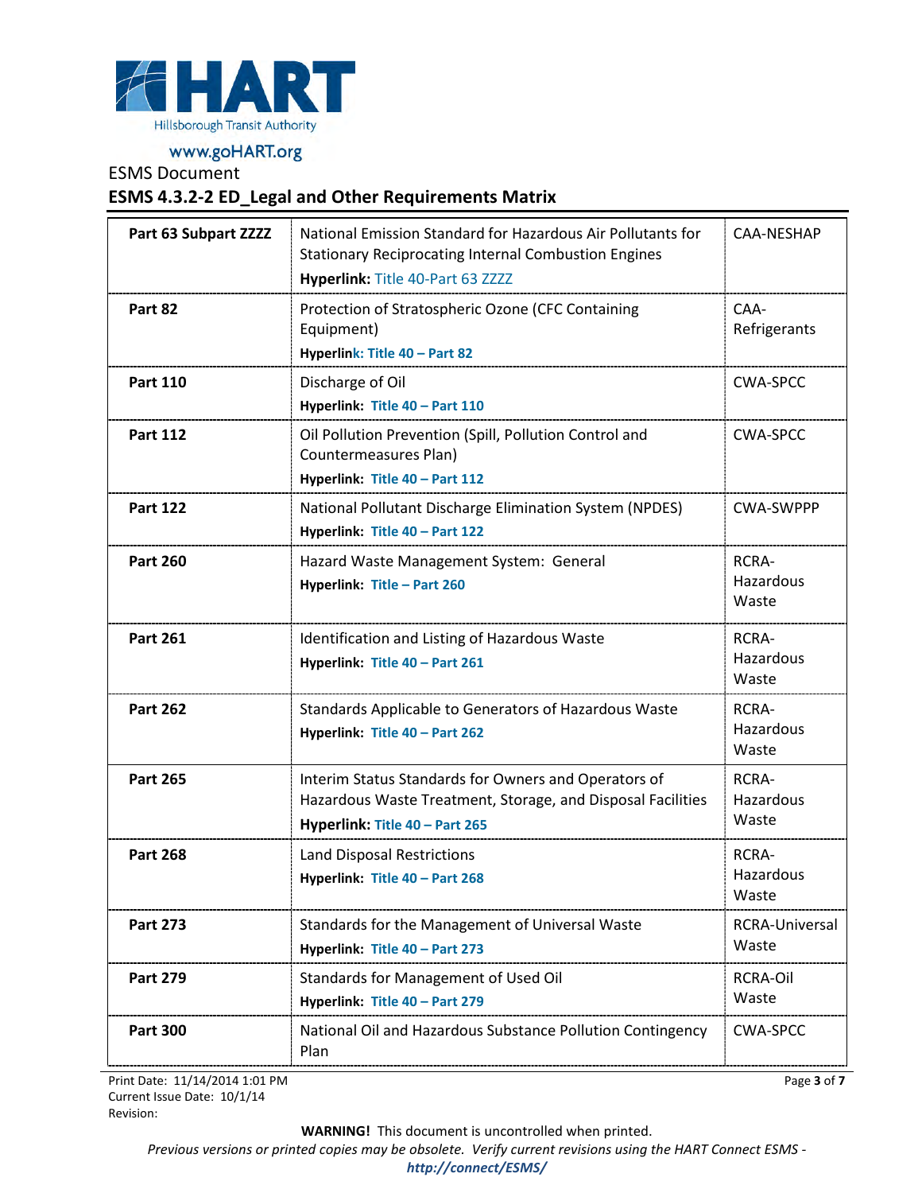| Part 63 Subpart ZZZZ | National Emission Standard for Hazardous Air Pollutants for Stationary Reciprocating Internal Combustion Engines<br>**Hyperlink:** Title 40-Part 63 ZZZZ | CAA-NESHAP |
|---|---|---|
| **Part 82** | Protection of Stratospheric Ozone (CFC Containing Equipment)<br>**Hyperlink: Title 40 – Part 82** | CAA-Refrigerants |
| **Part 110** | Discharge of Oil<br>**Hyperlink: Title 40 – Part 110** | CWA-SPCC |
| **Part 112** | Oil Pollution Prevention (Spill, Pollution Control and Countermeasures Plan)<br>**Hyperlink: Title 40 – Part 112** | CWA-SPCC |
| **Part 122** | National Pollutant Discharge Elimination System (NPDES)<br>**Hyperlink: Title 40 – Part 122** | CWA-SWPPP |
| **Part 260** | Hazard Waste Management System: General<br>**Hyperlink: Title – Part 260** | RCRA-Hazardous Waste |
| **Part 261** | Identification and Listing of Hazardous Waste<br>**Hyperlink: Title 40 – Part 261** | RCRA-Hazardous Waste |
| **Part 262** | Standards Applicable to Generators of Hazardous Waste<br>**Hyperlink: Title 40 – Part 262** | RCRA-Hazardous Waste |
| **Part 265** | Interim Status Standards for Owners and Operators of Hazardous Waste Treatment, Storage, and Disposal Facilities<br>**Hyperlink: Title 40 – Part 265** | RCRA-Hazardous Waste |
| **Part 268** | Land Disposal Restrictions<br>**Hyperlink: Title 40 – Part 268** | RCRA-Hazardous Waste |
| **Part 273** | Standards for the Management of Universal Waste<br>**Hyperlink: Title 40 – Part 273** | RCRA-Universal Waste |
| **Part 279** | Standards for Management of Used Oil<br>**Hyperlink: Title 40 – Part 279** | RCRA-Oil Waste |
| **Part 300** | National Oil and Hazardous Substance Pollution Contingency Plan | CWA-SPCC |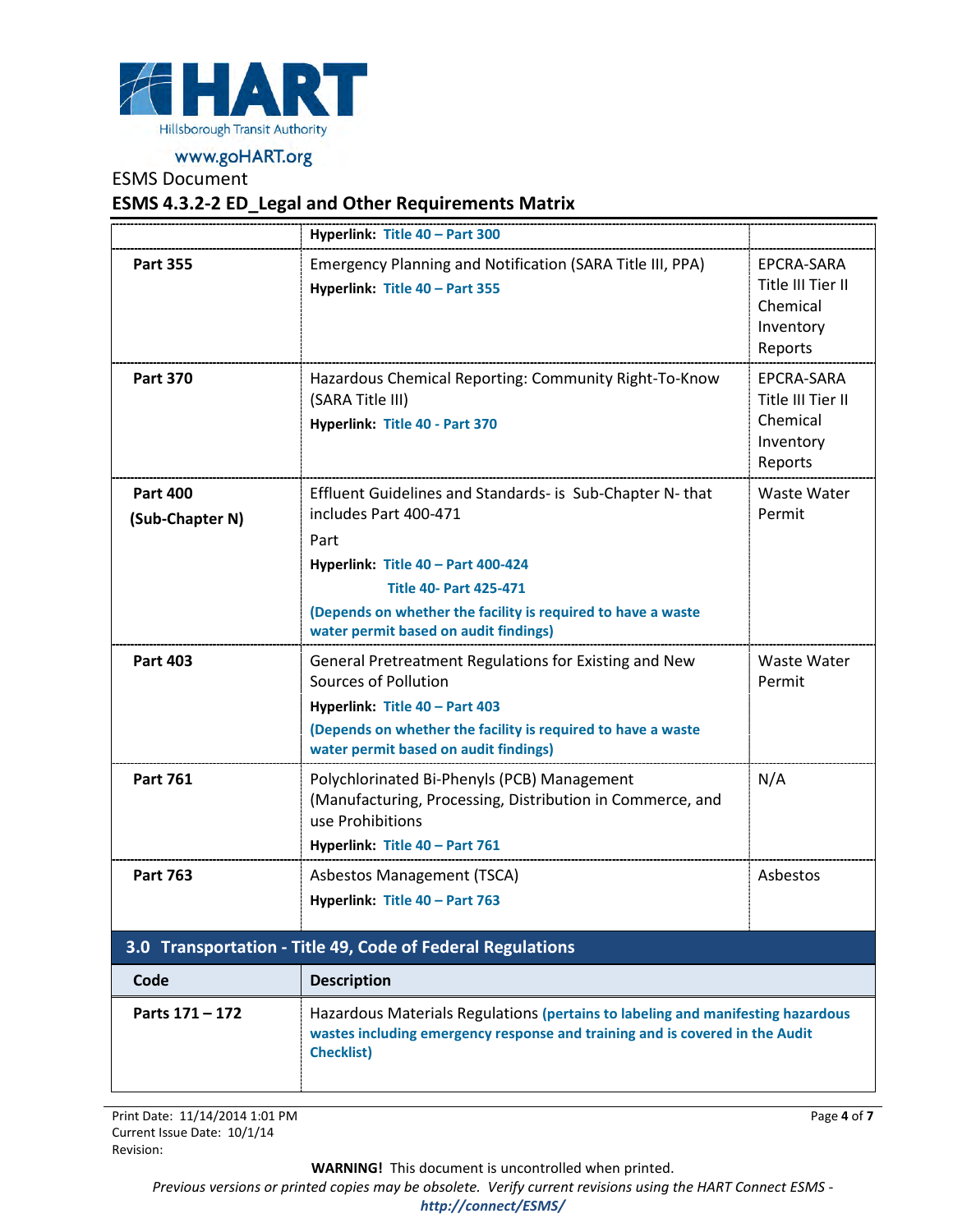| | | |
|---|---|---|
| | **Hyperlink: Title 40 – Part 300** | |
| **Part 355** | Emergency Planning and Notification (SARA Title III, PPA)<br>**Hyperlink: Title 40 – Part 355** | EPCRA-SARA Title III Tier II Chemical Inventory Reports |
| **Part 370** | Hazardous Chemical Reporting: Community Right-To-Know (SARA Title III)<br>**Hyperlink: Title 40 - Part 370** | EPCRA-SARA Title III Tier II Chemical Inventory Reports |
| **Part 400 (Sub-Chapter N)** | Effluent Guidelines and Standards- is Sub-Chapter N- that includes Part 400-471<br>Part<br>**Hyperlink: Title 40 – Part 400-424**<br>**Title 40- Part 425-471**<br>**(Depends on whether the facility is required to have a waste water permit based on audit findings)** | Waste Water Permit |
| **Part 403** | General Pretreatment Regulations for Existing and New Sources of Pollution<br>**Hyperlink: Title 40 – Part 403**<br>**(Depends on whether the facility is required to have a waste water permit based on audit findings)** | Waste Water Permit |
| **Part 761** | Polychlorinated Bi-Phenyls (PCB) Management (Manufacturing, Processing, Distribution in Commerce, and use Prohibitions<br>**Hyperlink: Title 40 – Part 761** | N/A |
| **Part 763** | Asbestos Management (TSCA)<br>**Hyperlink: Title 40 – Part 763** | Asbestos |

## 3.0 Transportation - Title 49, Code of Federal Regulations

| Code | Description |
|---|---|
| **Parts 171 – 172** | Hazardous Materials Regulations **(pertains to labeling and manifesting hazardous wastes including emergency response and training and is covered in the Audit Checklist)** |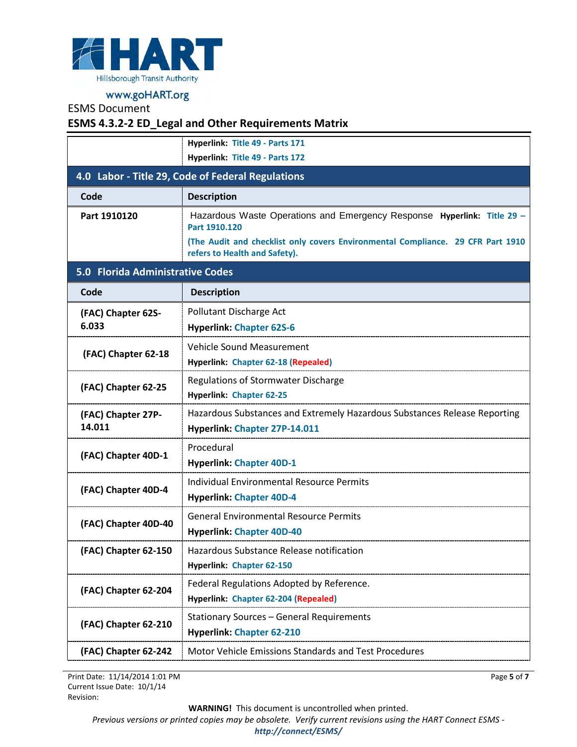| | |
|---|---|
| | **Hyperlink:** Title 49 - Parts 171<br>**Hyperlink:** Title 49 - Parts 172 |

## 4.0 Labor - Title 29, Code of Federal Regulations

| Code | Description |
|---|---|
| **Part 1910120** | Hazardous Waste Operations and Emergency Response **Hyperlink:** Title 29 – Part 1910.120<br>**(The Audit and checklist only covers Environmental Compliance. 29 CFR Part 1910 refers to Health and Safety).** |

## 5.0 Florida Administrative Codes

| Code | Description |
|---|---|
| **(FAC) Chapter 62S-6.033** | Pollutant Discharge Act<br>**Hyperlink:** Chapter 62S-6 |
| **(FAC) Chapter 62-18** | Vehicle Sound Measurement<br>**Hyperlink:** Chapter 62-18 (Repealed) |
| **(FAC) Chapter 62-25** | Regulations of Stormwater Discharge<br>**Hyperlink:** Chapter 62-25 |
| **(FAC) Chapter 27P-14.011** | Hazardous Substances and Extremely Hazardous Substances Release Reporting<br>**Hyperlink:** Chapter 27P-14.011 |
| **(FAC) Chapter 40D-1** | Procedural<br>**Hyperlink:** Chapter 40D-1 |
| **(FAC) Chapter 40D-4** | Individual Environmental Resource Permits<br>**Hyperlink:** Chapter 40D-4 |
| **(FAC) Chapter 40D-40** | General Environmental Resource Permits<br>**Hyperlink:** Chapter 40D-40 |
| **(FAC) Chapter 62-150** | Hazardous Substance Release notification<br>**Hyperlink:** Chapter 62-150 |
| **(FAC) Chapter 62-204** | Federal Regulations Adopted by Reference.<br>**Hyperlink:** Chapter 62-204 (Repealed) |
| **(FAC) Chapter 62-210** | Stationary Sources – General Requirements<br>**Hyperlink:** Chapter 62-210 |
| **(FAC) Chapter 62-242** | Motor Vehicle Emissions Standards and Test Procedures |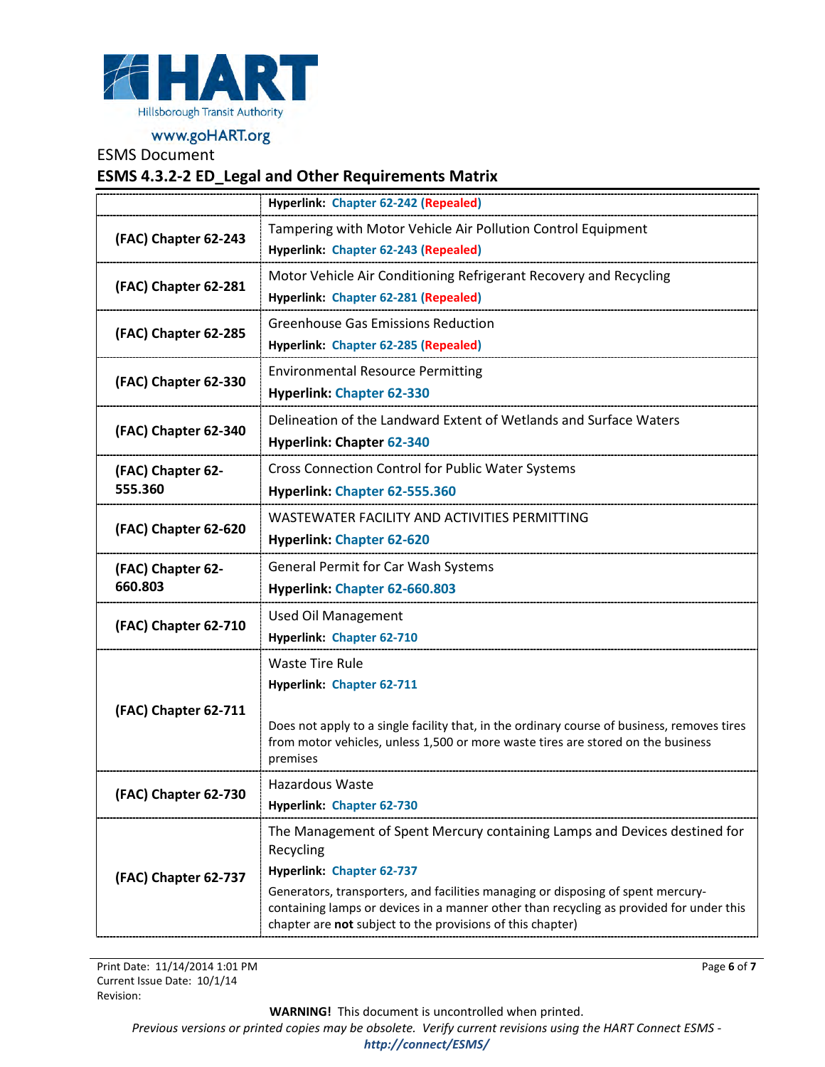ESMS Document

## ESMS 4.3.2-2 ED_Legal and Other Requirements Matrix

| | |
|---|---|
| | **Hyperlink: Chapter 62-242 (Repealed)** |
| **(FAC) Chapter 62-243** | Tampering with Motor Vehicle Air Pollution Control Equipment<br>**Hyperlink: Chapter 62-243 (Repealed)** |
| **(FAC) Chapter 62-281** | Motor Vehicle Air Conditioning Refrigerant Recovery and Recycling<br>**Hyperlink: Chapter 62-281 (Repealed)** |
| **(FAC) Chapter 62-285** | Greenhouse Gas Emissions Reduction<br>**Hyperlink: Chapter 62-285 (Repealed)** |
| **(FAC) Chapter 62-330** | Environmental Resource Permitting<br>**Hyperlink: Chapter 62-330** |
| **(FAC) Chapter 62-340** | Delineation of the Landward Extent of Wetlands and Surface Waters<br>**Hyperlink: Chapter 62-340** |
| **(FAC) Chapter 62-555.360** | Cross Connection Control for Public Water Systems<br>**Hyperlink: Chapter 62-555.360** |
| **(FAC) Chapter 62-620** | WASTEWATER FACILITY AND ACTIVITIES PERMITTING<br>**Hyperlink: Chapter 62-620** |
| **(FAC) Chapter 62-660.803** | General Permit for Car Wash Systems<br>**Hyperlink: Chapter 62-660.803** |
| **(FAC) Chapter 62-710** | Used Oil Management<br>**Hyperlink: Chapter 62-710** |
| **(FAC) Chapter 62-711** | Waste Tire Rule<br>**Hyperlink: Chapter 62-711**<br><br>Does not apply to a single facility that, in the ordinary course of business, removes tires from motor vehicles, unless 1,500 or more waste tires are stored on the business premises |
| **(FAC) Chapter 62-730** | Hazardous Waste<br>**Hyperlink: Chapter 62-730** |
| **(FAC) Chapter 62-737** | The Management of Spent Mercury containing Lamps and Devices destined for Recycling<br>**Hyperlink: Chapter 62-737**<br>Generators, transporters, and facilities managing or disposing of spent mercury-containing lamps or devices in a manner other than recycling as provided for under this chapter are **not** subject to the provisions of this chapter) |

Print Date: 11/14/2014 1:01 PM
Current Issue Date: 10/1/14
Revision:

**WARNING!** This document is uncontrolled when printed.

*Previous versions or printed copies may be obsolete. Verify current revisions using the HART Connect ESMS - **http://connect/ESMS/***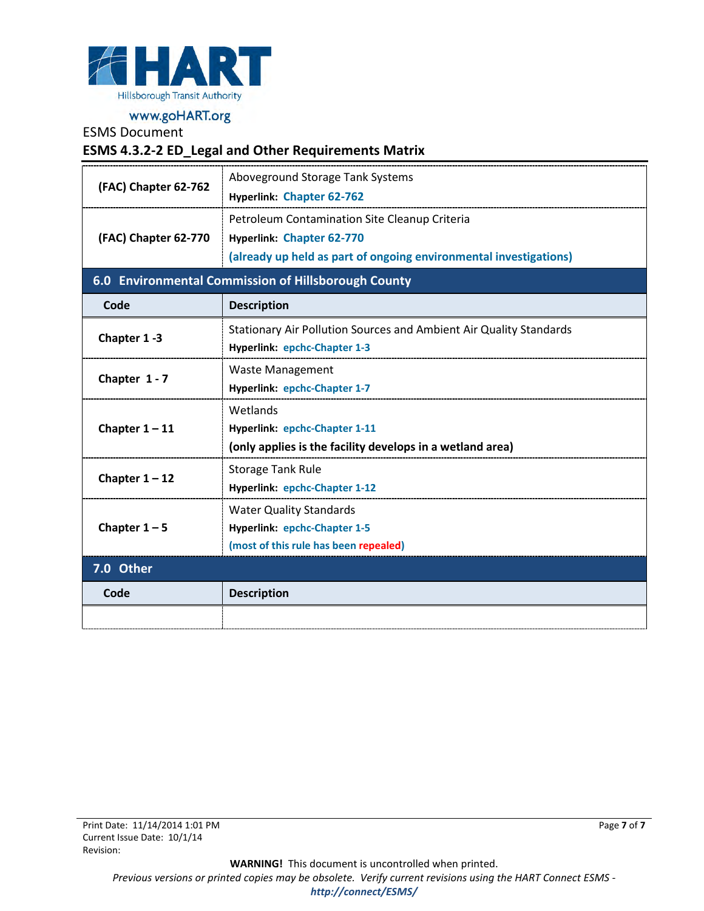| | |
|---|---|
| **(FAC) Chapter 62-762** | Aboveground Storage Tank Systems<br>**Hyperlink: Chapter 62-762** |
| **(FAC) Chapter 62-770** | Petroleum Contamination Site Cleanup Criteria<br>**Hyperlink: Chapter 62-770**<br>**(already up held as part of ongoing environmental investigations)** |

## 6.0 Environmental Commission of Hillsborough County

| Code | Description |
|---|---|
| **Chapter 1 -3** | Stationary Air Pollution Sources and Ambient Air Quality Standards<br>**Hyperlink: epchc-Chapter 1-3** |
| **Chapter 1 - 7** | Waste Management<br>**Hyperlink: epchc-Chapter 1-7** |
| **Chapter 1 – 11** | Wetlands<br>**Hyperlink: epchc-Chapter 1-11**<br>**(only applies is the facility develops in a wetland area)** |
| **Chapter 1 – 12** | Storage Tank Rule<br>**Hyperlink: epchc-Chapter 1-12** |
| **Chapter 1 – 5** | Water Quality Standards<br>**Hyperlink: epchc-Chapter 1-5**<br>**(most of this rule has been repealed)** |

## 7.0 Other

| Code | Description |
|---|---|
| | |